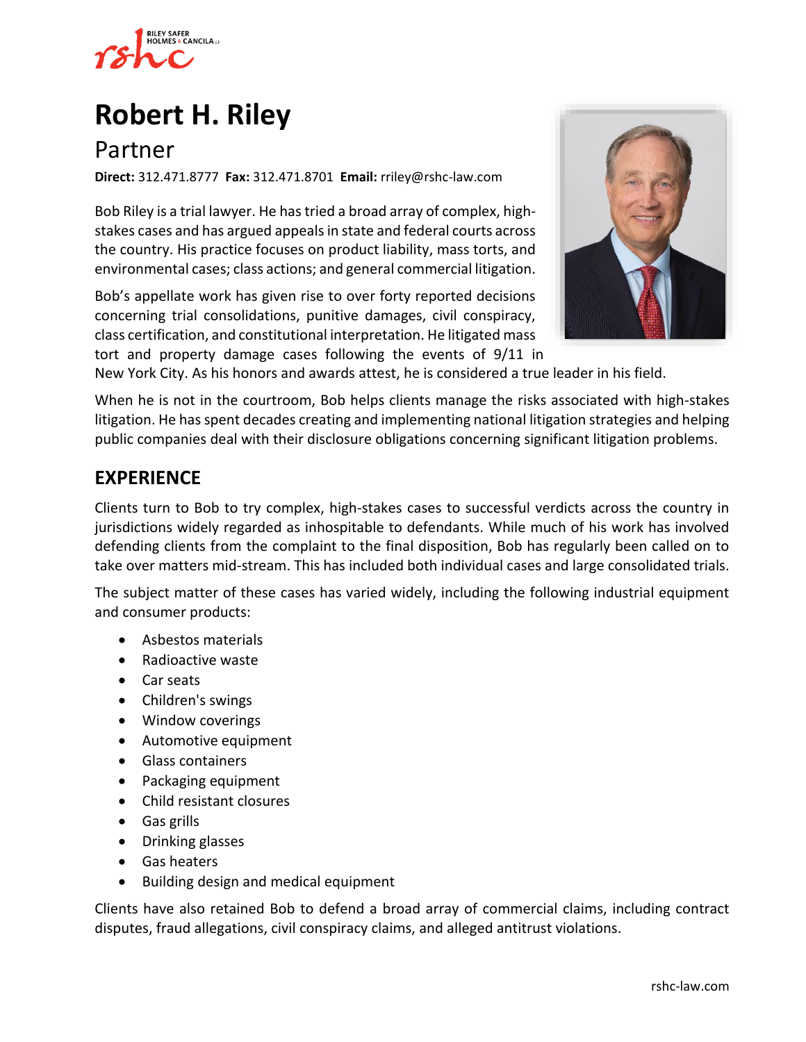# Robert H. Riley

## Partner

**Direct:** 312.471.8777 **Fax:** 312.471.8701 **Email:** rriley@rshc-law.com

Bob Riley is a trial lawyer. He has tried a broad array of complex, high-stakes cases and has argued appeals in state and federal courts across the country. His practice focuses on product liability, mass torts, and environmental cases; class actions; and general commercial litigation.

Bob's appellate work has given rise to over forty reported decisions concerning trial consolidations, punitive damages, civil conspiracy, class certification, and constitutional interpretation. He litigated mass tort and property damage cases following the events of 9/11 in New York City. As his honors and awards attest, he is considered a true leader in his field.

When he is not in the courtroom, Bob helps clients manage the risks associated with high-stakes litigation. He has spent decades creating and implementing national litigation strategies and helping public companies deal with their disclosure obligations concerning significant litigation problems.

## EXPERIENCE

Clients turn to Bob to try complex, high-stakes cases to successful verdicts across the country in jurisdictions widely regarded as inhospitable to defendants. While much of his work has involved defending clients from the complaint to the final disposition, Bob has regularly been called on to take over matters mid-stream. This has included both individual cases and large consolidated trials.

The subject matter of these cases has varied widely, including the following industrial equipment and consumer products:

- Asbestos materials
- Radioactive waste
- Car seats
- Children's swings
- Window coverings
- Automotive equipment
- Glass containers
- Packaging equipment
- Child resistant closures
- Gas grills
- Drinking glasses
- Gas heaters
- Building design and medical equipment

Clients have also retained Bob to defend a broad array of commercial claims, including contract disputes, fraud allegations, civil conspiracy claims, and alleged antitrust violations.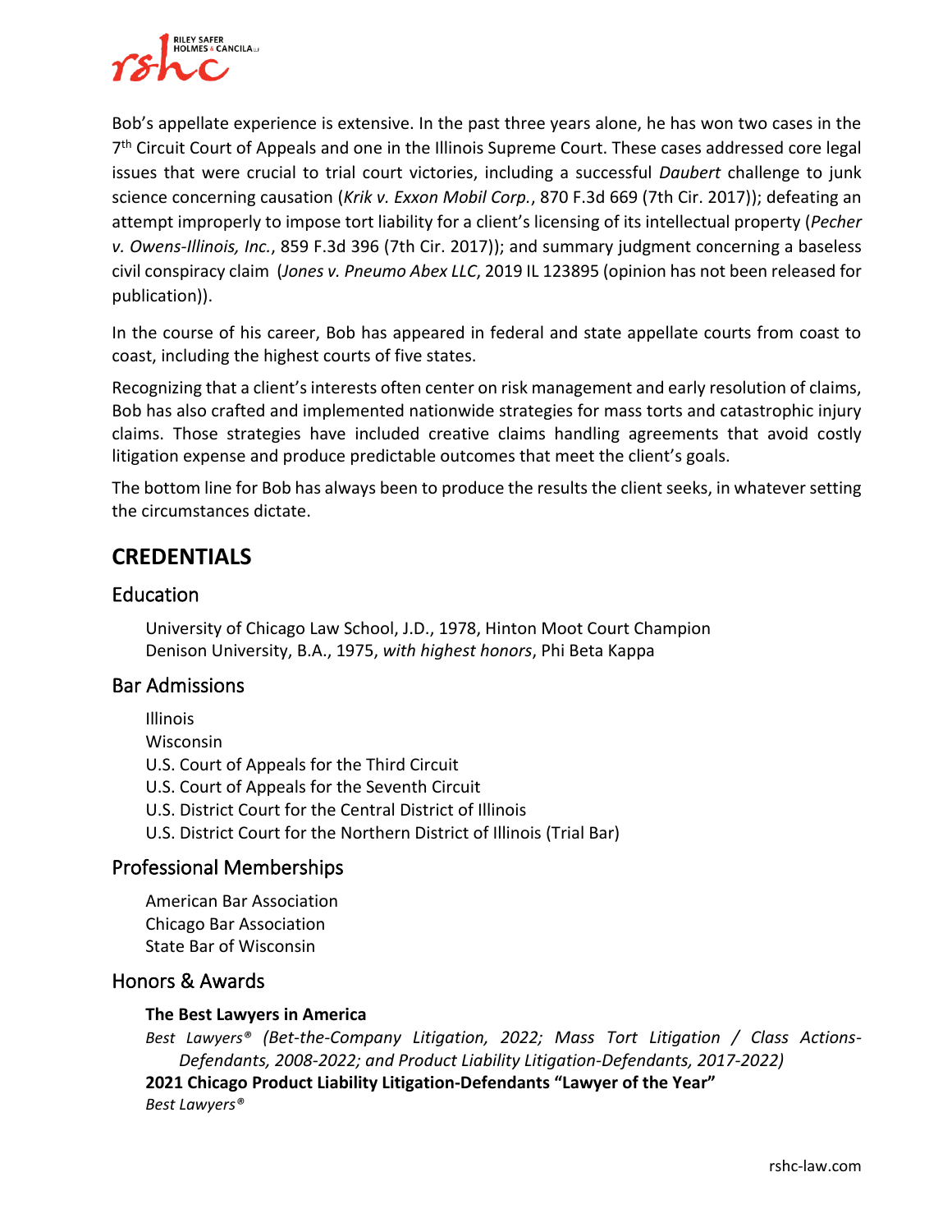Bob's appellate experience is extensive. In the past three years alone, he has won two cases in the 7th Circuit Court of Appeals and one in the Illinois Supreme Court. These cases addressed core legal issues that were crucial to trial court victories, including a successful *Daubert* challenge to junk science concerning causation (*Krik v. Exxon Mobil Corp.*, 870 F.3d 669 (7th Cir. 2017)); defeating an attempt improperly to impose tort liability for a client's licensing of its intellectual property (*Pecher v. Owens-Illinois, Inc.*, 859 F.3d 396 (7th Cir. 2017)); and summary judgment concerning a baseless civil conspiracy claim (*Jones v. Pneumo Abex LLC*, 2019 IL 123895 (opinion has not been released for publication)).

In the course of his career, Bob has appeared in federal and state appellate courts from coast to coast, including the highest courts of five states.

Recognizing that a client's interests often center on risk management and early resolution of claims, Bob has also crafted and implemented nationwide strategies for mass torts and catastrophic injury claims. Those strategies have included creative claims handling agreements that avoid costly litigation expense and produce predictable outcomes that meet the client's goals.

The bottom line for Bob has always been to produce the results the client seeks, in whatever setting the circumstances dictate.

## CREDENTIALS

### Education

University of Chicago Law School, J.D., 1978, Hinton Moot Court Champion
Denison University, B.A., 1975, *with highest honors*, Phi Beta Kappa

### Bar Admissions

Illinois
Wisconsin
U.S. Court of Appeals for the Third Circuit
U.S. Court of Appeals for the Seventh Circuit
U.S. District Court for the Central District of Illinois
U.S. District Court for the Northern District of Illinois (Trial Bar)

### Professional Memberships

American Bar Association
Chicago Bar Association
State Bar of Wisconsin

### Honors & Awards

**The Best Lawyers in America**
*Best Lawyers® (Bet-the-Company Litigation, 2022; Mass Tort Litigation / Class Actions-Defendants, 2008-2022; and Product Liability Litigation-Defendants, 2017-2022)*

**2021 Chicago Product Liability Litigation-Defendants "Lawyer of the Year"**
*Best Lawyers®*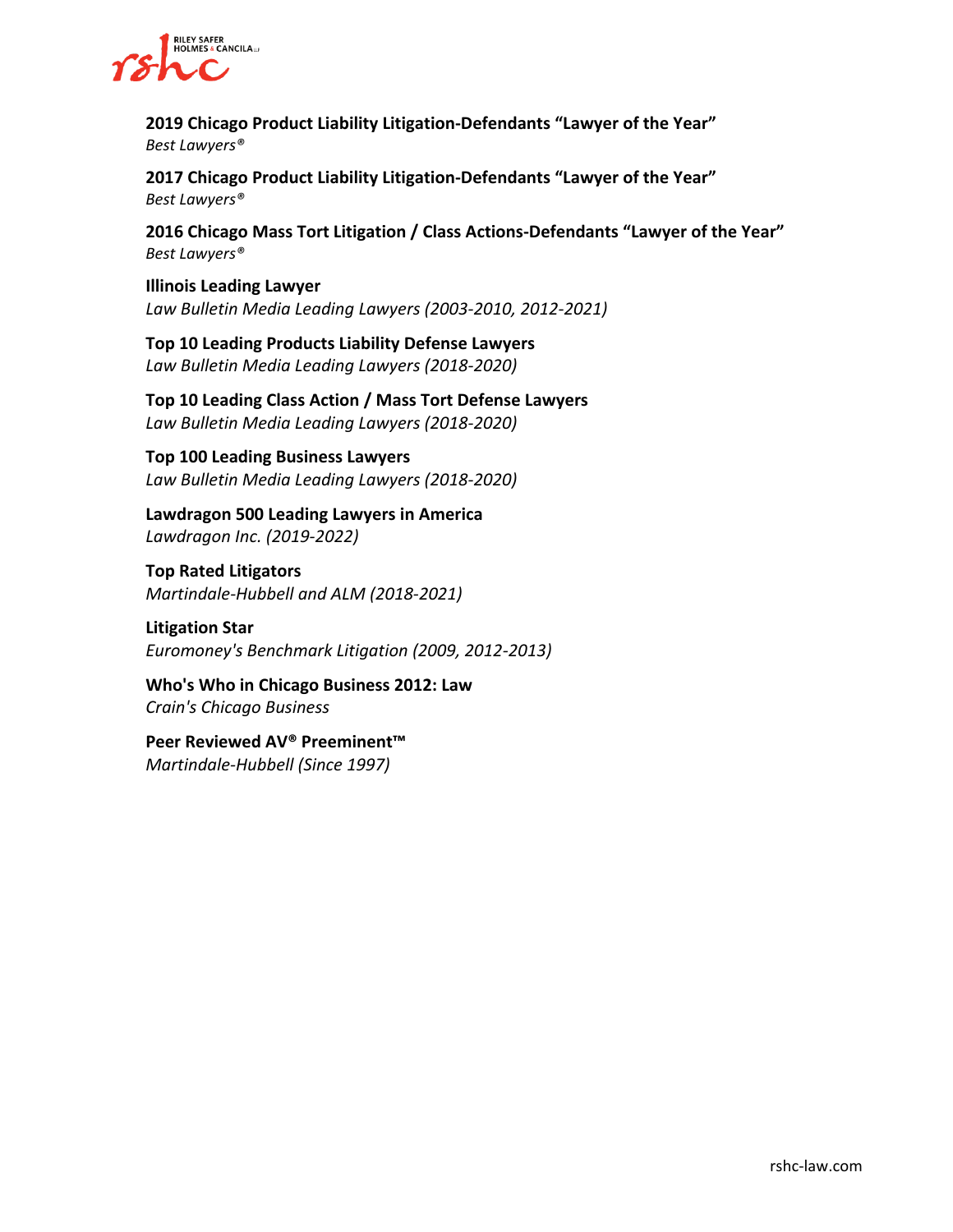**2019 Chicago Product Liability Litigation-Defendants "Lawyer of the Year"**
*Best Lawyers®*

**2017 Chicago Product Liability Litigation-Defendants "Lawyer of the Year"**
*Best Lawyers®*

**2016 Chicago Mass Tort Litigation / Class Actions-Defendants "Lawyer of the Year"**
*Best Lawyers®*

**Illinois Leading Lawyer**
*Law Bulletin Media Leading Lawyers (2003-2010, 2012-2021)*

**Top 10 Leading Products Liability Defense Lawyers**
*Law Bulletin Media Leading Lawyers (2018-2020)*

**Top 10 Leading Class Action / Mass Tort Defense Lawyers**
*Law Bulletin Media Leading Lawyers (2018-2020)*

**Top 100 Leading Business Lawyers**
*Law Bulletin Media Leading Lawyers (2018-2020)*

**Lawdragon 500 Leading Lawyers in America**
*Lawdragon Inc. (2019-2022)*

**Top Rated Litigators**
*Martindale-Hubbell and ALM (2018-2021)*

**Litigation Star**
*Euromoney's Benchmark Litigation (2009, 2012-2013)*

**Who's Who in Chicago Business 2012: Law**
*Crain's Chicago Business*

**Peer Reviewed AV® Preeminent™**
*Martindale-Hubbell (Since 1997)*